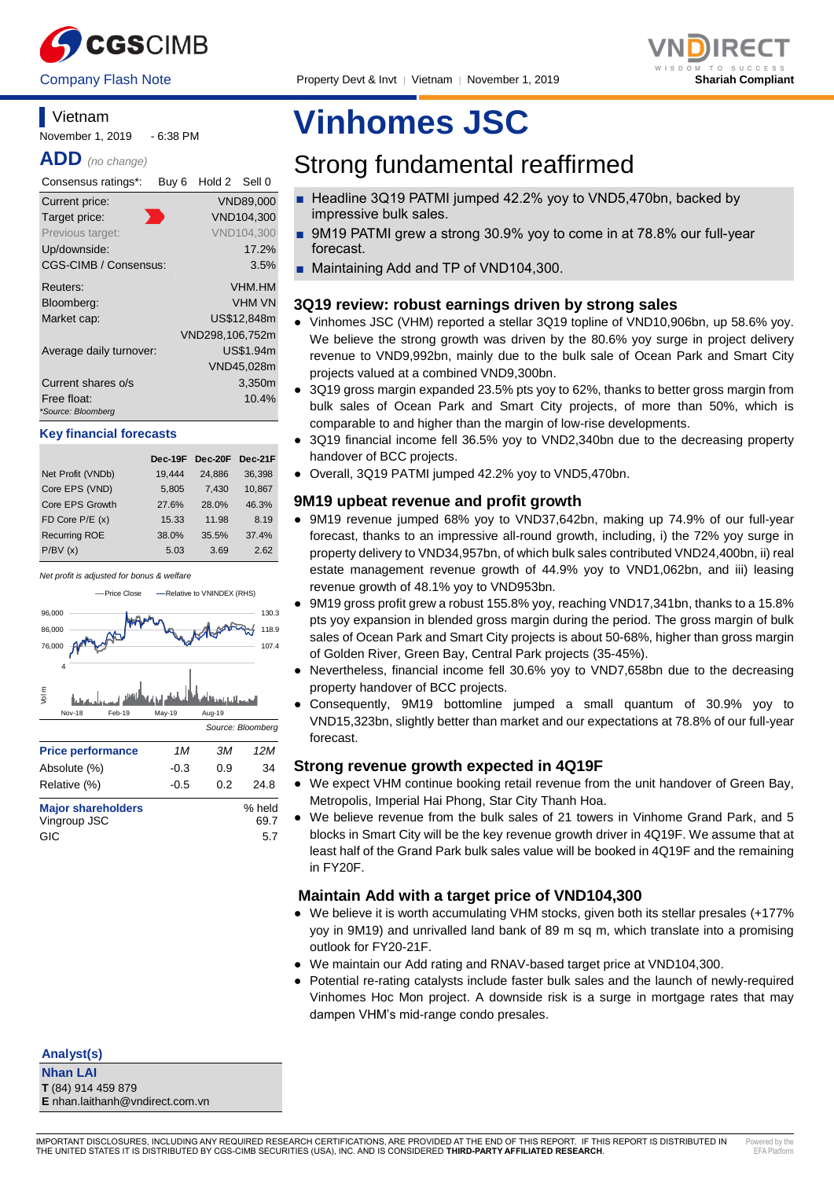# Vinhomes JSC

## Strong fundamental reaffirmed

Company Flash Note | Property Devt & Invt | Vietnam | November 1, 2019

Shariah Compliant

**Vietnam**

November 1, 2019 - 6:38 PM

**ADD** *(no change)*

| Consensus ratings*: | Buy 6 | Hold 2 | Sell 0 |
|---|---|---|---|

| | |
|---|---|
| Current price: | VND89,000 |
| Target price: | VND104,300 |
| Previous target: | VND104,300 |
| Up/downside: | 17.2% |
| CGS-CIMB / Consensus: | 3.5% |
| Reuters: | VHM.HM |
| Bloomberg: | VHM VN |
| Market cap: | US$12,848m |
| | VND298,106,752m |
| Average daily turnover: | US$1.94m |
| | VND45,028m |
| Current shares o/s | 3,350m |
| Free float: | 10.4% |

*Source: Bloomberg

**Key financial forecasts**

| | Dec-19F | Dec-20F | Dec-21F |
|---|---|---|---|
| Net Profit (VNDb) | 19,444 | 24,886 | 36,398 |
| Core EPS (VND) | 5,805 | 7,430 | 10,867 |
| Core EPS Growth | 27.6% | 28.0% | 46.3% |
| FD Core P/E (x) | 15.33 | 11.98 | 8.19 |
| Recurring ROE | 38.0% | 35.5% | 37.4% |
| P/BV (x) | 5.03 | 3.69 | 2.62 |

*Net profit is adjusted for bonus & welfare*

Source: Bloomberg

| Price performance | 1M | 3M | 12M |
|---|---|---|---|
| Absolute (%) | -0.3 | 0.9 | 34 |
| Relative (%) | -0.5 | 0.2 | 24.8 |

| Major shareholders | % held |
|---|---|
| Vingroup JSC | 69.7 |
| GIC | 5.7 |

- Headline 3Q19 PATMI jumped 42.2% yoy to VND5,470bn, backed by impressive bulk sales.
- 9M19 PATMI grew a strong 30.9% yoy to come in at 78.8% our full-year forecast.
- Maintaining Add and TP of VND104,300.

### 3Q19 review: robust earnings driven by strong sales

- Vinhomes JSC (VHM) reported a stellar 3Q19 topline of VND10,906bn, up 58.6% yoy. We believe the strong growth was driven by the 80.6% yoy surge in project delivery revenue to VND9,992bn, mainly due to the bulk sale of Ocean Park and Smart City projects valued at a combined VND9,300bn.
- 3Q19 gross margin expanded 23.5% pts yoy to 62%, thanks to better gross margin from bulk sales of Ocean Park and Smart City projects, of more than 50%, which is comparable to and higher than the margin of low-rise developments.
- 3Q19 financial income fell 36.5% yoy to VND2,340bn due to the decreasing property handover of BCC projects.
- Overall, 3Q19 PATMI jumped 42.2% yoy to VND5,470bn.

### 9M19 upbeat revenue and profit growth

- 9M19 revenue jumped 68% yoy to VND37,642bn, making up 74.9% of our full-year forecast, thanks to an impressive all-round growth, including, i) the 72% yoy surge in property delivery to VND34,957bn, of which bulk sales contributed VND24,400bn, ii) real estate management revenue growth of 44.9% yoy to VND1,062bn, and iii) leasing revenue growth of 48.1% yoy to VND953bn.
- 9M19 gross profit grew a robust 155.8% yoy, reaching VND17,341bn, thanks to a 15.8% pts yoy expansion in blended gross margin during the period. The gross margin of bulk sales of Ocean Park and Smart City projects is about 50-68%, higher than gross margin of Golden River, Green Bay, Central Park projects (35-45%).
- Nevertheless, financial income fell 30.6% yoy to VND7,658bn due to the decreasing property handover of BCC projects.
- Consequently, 9M19 bottomline jumped a small quantum of 30.9% yoy to VND15,323bn, slightly better than market and our expectations at 78.8% of our full-year forecast.

### Strong revenue growth expected in 4Q19F

- We expect VHM continue booking retail revenue from the unit handover of Green Bay, Metropolis, Imperial Hai Phong, Star City Thanh Hoa.
- We believe revenue from the bulk sales of 21 towers in Vinhome Grand Park, and 5 blocks in Smart City will be the key revenue driver in 4Q19F. We assume that at least half of the Grand Park bulk sales value will be booked in 4Q19F and the remaining in FY20F.

### Maintain Add with a target price of VND104,300

- We believe it is worth accumulating VHM stocks, given both its stellar presales (+177% yoy in 9M19) and unrivalled land bank of 89 m sq m, which translate into a promising outlook for FY20-21F.
- We maintain our Add rating and RNAV-based target price at VND104,300.
- Potential re-rating catalysts include faster bulk sales and the launch of newly-required Vinhomes Hoc Mon project. A downside risk is a surge in mortgage rates that may dampen VHM's mid-range condo presales.

**Analyst(s)**

**Nhan LAI**
**T** (84) 914 459 879
**E** nhan.laithanh@vndirect.com.vn

IMPORTANT DISCLOSURES, INCLUDING ANY REQUIRED RESEARCH CERTIFICATIONS, ARE PROVIDED AT THE END OF THIS REPORT. IF THIS REPORT IS DISTRIBUTED IN THE UNITED STATES IT IS DISTRIBUTED BY CGS-CIMB SECURITIES (USA), INC. AND IS CONSIDERED **THIRD-PARTY AFFILIATED RESEARCH**.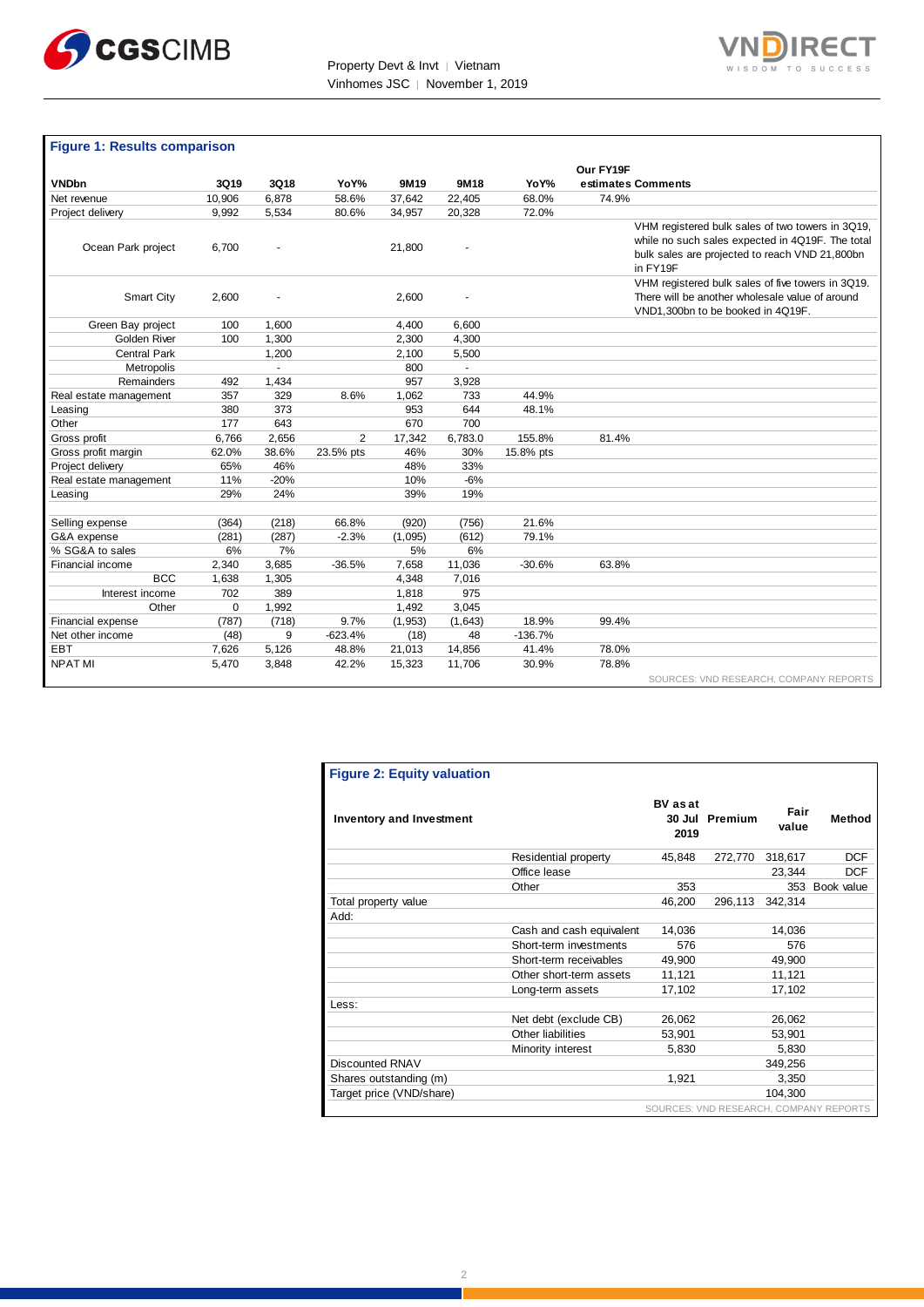### Figure 1: Results comparison

| VNDbn | 3Q19 | 3Q18 | YoY% | 9M19 | 9M18 | YoY% | Our FY19F estimates | Comments |
|---|---|---|---|---|---|---|---|---|
| Net revenue | 10,906 | 6,878 | 58.6% | 37,642 | 22,405 | 68.0% | 74.9% | |
| Project delivery | 9,992 | 5,534 | 80.6% | 34,957 | 20,328 | 72.0% | | |
| Ocean Park project | 6,700 | - | | 21,800 | - | | | VHM registered bulk sales of two towers in 3Q19, while no such sales expected in 4Q19F. The total bulk sales are projected to reach VND 21,800bn in FY19F |
| Smart City | 2,600 | - | | 2,600 | - | | | VHM registered bulk sales of five towers in 3Q19. There will be another wholesale value of around VND1,300bn to be booked in 4Q19F. |
| Green Bay project | 100 | 1,600 | | 4,400 | 6,600 | | | |
| Golden River | 100 | 1,300 | | 2,300 | 4,300 | | | |
| Central Park | | 1,200 | | 2,100 | 5,500 | | | |
| Metropolis | | - | | 800 | - | | | |
| Remainders | 492 | 1,434 | | 957 | 3,928 | | | |
| Real estate management | 357 | 329 | 8.6% | 1,062 | 733 | 44.9% | | |
| Leasing | 380 | 373 | | 953 | 644 | 48.1% | | |
| Other | 177 | 643 | | 670 | 700 | | | |
| Gross profit | 6,766 | 2,656 | 2 | 17,342 | 6,783.0 | 155.8% | 81.4% | |
| Gross profit margin | 62.0% | 38.6% | 23.5% pts | 46% | 30% | 15.8% pts | | |
| Project delivery | 65% | 46% | | 48% | 33% | | | |
| Real estate management | 11% | -20% | | 10% | -6% | | | |
| Leasing | 29% | 24% | | 39% | 19% | | | |
| | | | | | | | | |
| Selling expense | (364) | (218) | 66.8% | (920) | (756) | 21.6% | | |
| G&A expense | (281) | (287) | -2.3% | (1,095) | (612) | 79.1% | | |
| % SG&A to sales | 6% | 7% | | 5% | 6% | | | |
| Financial income | 2,340 | 3,685 | -36.5% | 7,658 | 11,036 | -30.6% | 63.8% | |
| BCC | 1,638 | 1,305 | | 4,348 | 7,016 | | | |
| Interest income | 702 | 389 | | 1,818 | 975 | | | |
| Other | 0 | 1,992 | | 1,492 | 3,045 | | | |
| Financial expense | (787) | (718) | 9.7% | (1,953) | (1,643) | 18.9% | 99.4% | |
| Net other income | (48) | 9 | -623.4% | (18) | 48 | -136.7% | | |
| EBT | 7,626 | 5,126 | 48.8% | 21,013 | 14,856 | 41.4% | 78.0% | |
| NPAT MI | 5,470 | 3,848 | 42.2% | 15,323 | 11,706 | 30.9% | 78.8% | |

SOURCES: VND RESEARCH, COMPANY REPORTS

### Figure 2: Equity valuation

| Inventory and Investment | | BV as at 30 Jul 2019 | Premium | Fair value | Method |
|---|---|---|---|---|---|
| | Residential property | 45,848 | 272,770 | 318,617 | DCF |
| | Office lease | | | 23,344 | DCF |
| | Other | 353 | | 353 | Book value |
| Total property value | | 46,200 | 296,113 | 342,314 | |
| Add: | | | | | |
| | Cash and cash equivalent | 14,036 | | 14,036 | |
| | Short-term investments | 576 | | 576 | |
| | Short-term receivables | 49,900 | | 49,900 | |
| | Other short-term assets | 11,121 | | 11,121 | |
| | Long-term assets | 17,102 | | 17,102 | |
| Less: | | | | | |
| | Net debt (exclude CB) | 26,062 | | 26,062 | |
| | Other liabilities | 53,901 | | 53,901 | |
| | Minority interest | 5,830 | | 5,830 | |
| Discounted RNAV | | | | 349,256 | |
| Shares outstanding (m) | | 1,921 | | 3,350 | |
| Target price (VND/share) | | | | 104,300 | |

SOURCES: VND RESEARCH, COMPANY REPORTS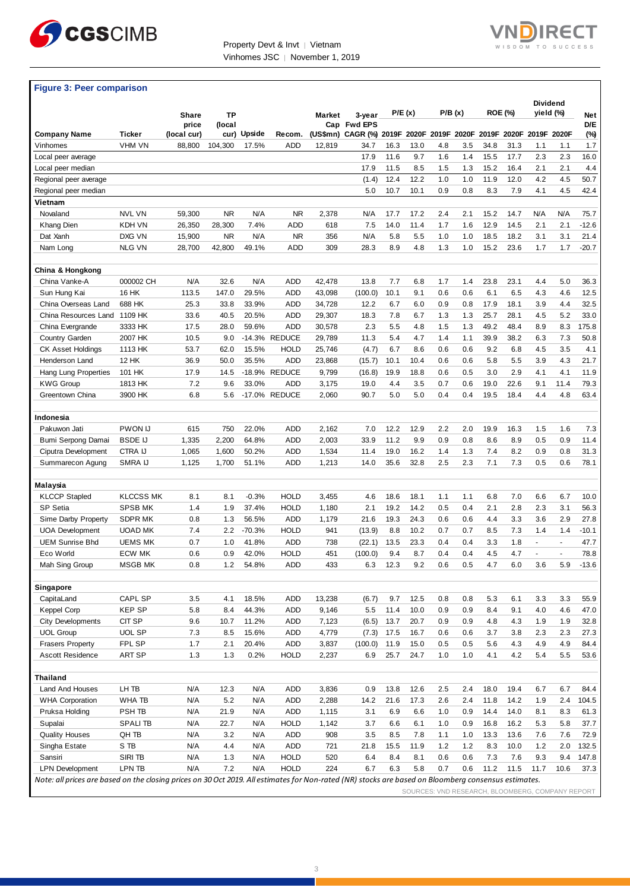**Figure 3: Peer comparison**

| Company Name | Ticker | Share price (local cur) | TP (local cur) | Upside | Recom. | Market Cap (US$mn) | 3-year Fwd EPS CAGR (%) | P/E (x) 2019F | P/E (x) 2020F | P/B (x) 2019F | P/B (x) 2020F | ROE (%) 2019F | ROE (%) 2020F | Dividend yield (%) 2019F | Dividend yield (%) 2020F | Net D/E (%) |
|---|---|---|---|---|---|---|---|---|---|---|---|---|---|---|---|---|
| Vinhomes | VHM VN | 88,800 | 104,300 | 17.5% | ADD | 12,819 | 34.7 | 16.3 | 13.0 | 4.8 | 3.5 | 34.8 | 31.3 | 1.1 | 1.1 | 1.7 |
| Local peer average | | | | | | | 17.9 | 11.6 | 9.7 | 1.6 | 1.4 | 15.5 | 17.7 | 2.3 | 2.3 | 16.0 |
| Local peer median | | | | | | | 17.9 | 11.5 | 8.5 | 1.5 | 1.3 | 15.2 | 16.4 | 2.1 | 2.1 | 4.4 |
| Regional peer average | | | | | | | (1.4) | 12.4 | 12.2 | 1.0 | 1.0 | 11.9 | 12.0 | 4.2 | 4.5 | 50.7 |
| Regional peer median | | | | | | | 5.0 | 10.7 | 10.1 | 0.9 | 0.8 | 8.3 | 7.9 | 4.1 | 4.5 | 42.4 |
| **Vietnam** | | | | | | | | | | | | | | | | |
| Novaland | NVL VN | 59,300 | NR | N/A | NR | 2,378 | N/A | 17.7 | 17.2 | 2.4 | 2.1 | 15.2 | 14.7 | N/A | N/A | 75.7 |
| Khang Dien | KDH VN | 26,350 | 28,300 | 7.4% | ADD | 618 | 7.5 | 14.0 | 11.4 | 1.7 | 1.6 | 12.9 | 14.5 | 2.1 | 2.1 | -12.6 |
| Dat Xanh | DXG VN | 15,900 | NR | N/A | NR | 356 | N/A | 5.8 | 5.5 | 1.0 | 1.0 | 18.5 | 18.2 | 3.1 | 3.1 | 21.4 |
| Nam Long | NLG VN | 28,700 | 42,800 | 49.1% | ADD | 309 | 28.3 | 8.9 | 4.8 | 1.3 | 1.0 | 15.2 | 23.6 | 1.7 | 1.7 | -20.7 |
| **China & Hongkong** | | | | | | | | | | | | | | | | |
| China Vanke-A | 000002 CH | N/A | 32.6 | N/A | ADD | 42,478 | 13.8 | 7.7 | 6.8 | 1.7 | 1.4 | 23.8 | 23.1 | 4.4 | 5.0 | 36.3 |
| Sun Hung Kai | 16 HK | 113.5 | 147.0 | 29.5% | ADD | 43,098 | (100.0) | 10.1 | 9.1 | 0.6 | 0.6 | 6.1 | 6.5 | 4.3 | 4.6 | 12.5 |
| China Overseas Land | 688 HK | 25.3 | 33.8 | 33.9% | ADD | 34,728 | 12.2 | 6.7 | 6.0 | 0.9 | 0.8 | 17.9 | 18.1 | 3.9 | 4.4 | 32.5 |
| China Resources Land | 1109 HK | 33.6 | 40.5 | 20.5% | ADD | 29,307 | 18.3 | 7.8 | 6.7 | 1.3 | 1.3 | 25.7 | 28.1 | 4.5 | 5.2 | 33.0 |
| China Evergrande | 3333 HK | 17.5 | 28.0 | 59.6% | ADD | 30,578 | 2.3 | 5.5 | 4.8 | 1.5 | 1.3 | 49.2 | 48.4 | 8.9 | 8.3 | 175.8 |
| Country Garden | 2007 HK | 10.5 | 9.0 | -14.3% | REDUCE | 29,789 | 11.3 | 5.4 | 4.7 | 1.4 | 1.1 | 39.9 | 38.2 | 6.3 | 7.3 | 50.8 |
| CK Asset Holdings | 1113 HK | 53.7 | 62.0 | 15.5% | HOLD | 25,746 | (4.7) | 6.7 | 8.6 | 0.6 | 0.6 | 9.2 | 6.8 | 4.5 | 3.5 | 4.1 |
| Henderson Land | 12 HK | 36.9 | 50.0 | 35.5% | ADD | 23,868 | (15.7) | 10.1 | 10.4 | 0.6 | 0.6 | 5.8 | 5.5 | 3.9 | 4.3 | 21.7 |
| Hang Lung Properties | 101 HK | 17.9 | 14.5 | -18.9% | REDUCE | 9,799 | (16.8) | 19.9 | 18.8 | 0.6 | 0.5 | 3.0 | 2.9 | 4.1 | 4.1 | 11.9 |
| KWG Group | 1813 HK | 7.2 | 9.6 | 33.0% | ADD | 3,175 | 19.0 | 4.4 | 3.5 | 0.7 | 0.6 | 19.0 | 22.6 | 9.1 | 11.4 | 79.3 |
| Greentown China | 3900 HK | 6.8 | 5.6 | -17.0% | REDUCE | 2,060 | 90.7 | 5.0 | 5.0 | 0.4 | 0.4 | 19.5 | 18.4 | 4.4 | 4.8 | 63.4 |
| **Indonesia** | | | | | | | | | | | | | | | | |
| Pakuwon Jati | PWON IJ | 615 | 750 | 22.0% | ADD | 2,162 | 7.0 | 12.2 | 12.9 | 2.2 | 2.0 | 19.9 | 16.3 | 1.5 | 1.6 | 7.3 |
| Bumi Serpong Damai | BSDE IJ | 1,335 | 2,200 | 64.8% | ADD | 2,003 | 33.9 | 11.2 | 9.9 | 0.9 | 0.8 | 8.6 | 8.9 | 0.5 | 0.9 | 11.4 |
| Ciputra Development | CTRA IJ | 1,065 | 1,600 | 50.2% | ADD | 1,534 | 11.4 | 19.0 | 16.2 | 1.4 | 1.3 | 7.4 | 8.2 | 0.9 | 0.8 | 31.3 |
| Summarecon Agung | SMRA IJ | 1,125 | 1,700 | 51.1% | ADD | 1,213 | 14.0 | 35.6 | 32.8 | 2.5 | 2.3 | 7.1 | 7.3 | 0.5 | 0.6 | 78.1 |
| **Malaysia** | | | | | | | | | | | | | | | | |
| KLCCP Stapled | KLCCSS MK | 8.1 | 8.1 | -0.3% | HOLD | 3,455 | 4.6 | 18.6 | 18.1 | 1.1 | 1.1 | 6.8 | 7.0 | 6.6 | 6.7 | 10.0 |
| SP Setia | SPSB MK | 1.4 | 1.9 | 37.4% | HOLD | 1,180 | 2.1 | 19.2 | 14.2 | 0.5 | 0.4 | 2.1 | 2.8 | 2.3 | 3.1 | 56.3 |
| Sime Darby Property | SDPR MK | 0.8 | 1.3 | 56.5% | ADD | 1,179 | 21.6 | 19.3 | 24.3 | 0.6 | 0.6 | 4.4 | 3.3 | 3.6 | 2.9 | 27.8 |
| UOA Development | UOAD MK | 7.4 | 2.2 | -70.3% | HOLD | 941 | (13.9) | 8.8 | 10.2 | 0.7 | 0.7 | 8.5 | 7.3 | 1.4 | 1.4 | -10.1 |
| UEM Sunrise Bhd | UEMS MK | 0.7 | 1.0 | 41.8% | ADD | 738 | (22.1) | 13.5 | 23.3 | 0.4 | 0.4 | 3.3 | 1.8 | - | - | 47.7 |
| Eco World | ECW MK | 0.6 | 0.9 | 42.0% | HOLD | 451 | (100.0) | 9.4 | 8.7 | 0.4 | 0.4 | 4.5 | 4.7 | - | - | 78.8 |
| Mah Sing Group | MSGB MK | 0.8 | 1.2 | 54.8% | ADD | 433 | 6.3 | 12.3 | 9.2 | 0.6 | 0.5 | 4.7 | 6.0 | 3.6 | 5.9 | -13.6 |
| **Singapore** | | | | | | | | | | | | | | | | |
| CapitaLand | CAPL SP | 3.5 | 4.1 | 18.5% | ADD | 13,238 | (6.7) | 9.7 | 12.5 | 0.8 | 0.8 | 5.3 | 6.1 | 3.3 | 3.3 | 55.9 |
| Keppel Corp | KEP SP | 5.8 | 8.4 | 44.3% | ADD | 9,146 | 5.5 | 11.4 | 10.0 | 0.9 | 0.9 | 8.4 | 9.1 | 4.0 | 4.6 | 47.0 |
| City Developments | CIT SP | 9.6 | 10.7 | 11.2% | ADD | 7,123 | (6.5) | 13.7 | 20.7 | 0.9 | 0.9 | 4.8 | 4.3 | 1.9 | 1.9 | 32.8 |
| UOL Group | UOL SP | 7.3 | 8.5 | 15.6% | ADD | 4,779 | (7.3) | 17.5 | 16.7 | 0.6 | 0.6 | 3.7 | 3.8 | 2.3 | 2.3 | 27.3 |
| Frasers Property | FPL SP | 1.7 | 2.1 | 20.4% | ADD | 3,837 | (100.0) | 11.9 | 15.0 | 0.5 | 0.5 | 5.6 | 4.3 | 4.9 | 4.9 | 84.4 |
| Ascott Residence | ART SP | 1.3 | 1.3 | 0.2% | HOLD | 2,237 | 6.9 | 25.7 | 24.7 | 1.0 | 1.0 | 4.1 | 4.2 | 5.4 | 5.5 | 53.6 |
| **Thailand** | | | | | | | | | | | | | | | | |
| Land And Houses | LH TB | N/A | 12.3 | N/A | ADD | 3,836 | 0.9 | 13.8 | 12.6 | 2.5 | 2.4 | 18.0 | 19.4 | 6.7 | 6.7 | 84.4 |
| WHA Corporation | WHA TB | N/A | 5.2 | N/A | ADD | 2,288 | 14.2 | 21.6 | 17.3 | 2.6 | 2.4 | 11.8 | 14.2 | 1.9 | 2.4 | 104.5 |
| Pruksa Holding | PSH TB | N/A | 21.9 | N/A | ADD | 1,115 | 3.1 | 6.9 | 6.6 | 1.0 | 0.9 | 14.4 | 14.0 | 8.1 | 8.3 | 61.3 |
| Supalai | SPALI TB | N/A | 22.7 | N/A | HOLD | 1,142 | 3.7 | 6.6 | 6.1 | 1.0 | 0.9 | 16.8 | 16.2 | 5.3 | 5.8 | 37.7 |
| Quality Houses | QH TB | N/A | 3.2 | N/A | ADD | 908 | 3.5 | 8.5 | 7.8 | 1.1 | 1.0 | 13.3 | 13.6 | 7.6 | 7.6 | 72.9 |
| Singha Estate | S TB | N/A | 4.4 | N/A | ADD | 721 | 21.8 | 15.5 | 11.9 | 1.2 | 1.2 | 8.3 | 10.0 | 1.2 | 2.0 | 132.5 |
| Sansiri | SIRI TB | N/A | 1.3 | N/A | HOLD | 520 | 6.4 | 8.4 | 8.1 | 0.6 | 0.6 | 7.3 | 7.6 | 9.3 | 9.4 | 147.8 |
| LPN Development | LPN TB | N/A | 7.2 | N/A | HOLD | 224 | 6.7 | 6.3 | 5.8 | 0.7 | 0.6 | 11.2 | 11.5 | 11.7 | 10.6 | 37.3 |

*Note: all prices are based on the closing prices on 30 Oct 2019. All estimates for Non-rated (NR) stocks are based on Bloomberg consensus estimates.*

SOURCES: VND RESEARCH, BLOOMBERG, COMPANY REPORT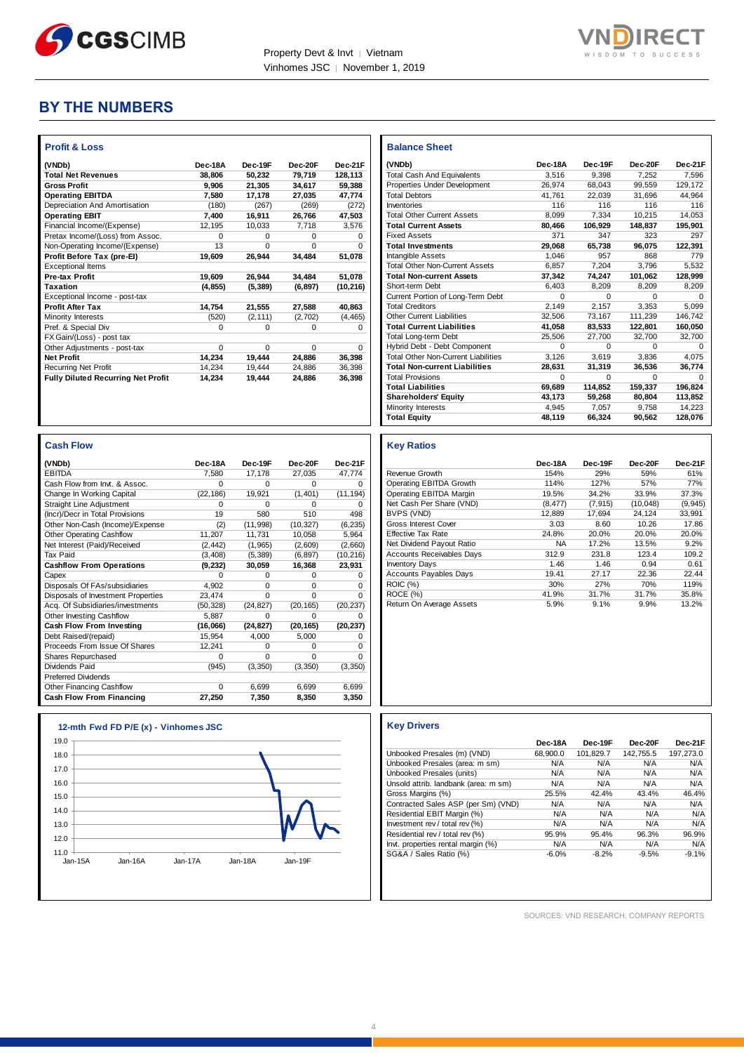# BY THE NUMBERS

### Profit & Loss

| (VNDb) | Dec-18A | Dec-19F | Dec-20F | Dec-21F |
|---|---|---|---|---|
| **Total Net Revenues** | **38,806** | **50,232** | **79,719** | **128,113** |
| **Gross Profit** | **9,906** | **21,305** | **34,617** | **59,388** |
| **Operating EBITDA** | **7,580** | **17,178** | **27,035** | **47,774** |
| Depreciation And Amortisation | (180) | (267) | (269) | (272) |
| **Operating EBIT** | **7,400** | **16,911** | **26,766** | **47,503** |
| Financial Income/(Expense) | 12,195 | 10,033 | 7,718 | 3,576 |
| Pretax Income/(Loss) from Assoc. | 0 | 0 | 0 | 0 |
| Non-Operating Income/(Expense) | 13 | 0 | 0 | 0 |
| **Profit Before Tax (pre-EI)** | **19,609** | **26,944** | **34,484** | **51,078** |
| Exceptional Items | | | | |
| **Pre-tax Profit** | **19,609** | **26,944** | **34,484** | **51,078** |
| **Taxation** | **(4,855)** | **(5,389)** | **(6,897)** | **(10,216)** |
| Exceptional Income - post-tax | | | | |
| **Profit After Tax** | **14,754** | **21,555** | **27,588** | **40,863** |
| Minority Interests | (520) | (2,111) | (2,702) | (4,465) |
| Pref. & Special Div | 0 | 0 | 0 | 0 |
| FX Gain/(Loss) - post tax | | | | |
| Other Adjustments - post-tax | 0 | 0 | 0 | 0 |
| **Net Profit** | **14,234** | **19,444** | **24,886** | **36,398** |
| Recurring Net Profit | 14,234 | 19,444 | 24,886 | 36,398 |
| **Fully Diluted Recurring Net Profit** | **14,234** | **19,444** | **24,886** | **36,398** |

### Balance Sheet

| (VNDb) | Dec-18A | Dec-19F | Dec-20F | Dec-21F |
|---|---|---|---|---|
| Total Cash And Equivalents | 3,516 | 9,398 | 7,252 | 7,596 |
| Properties Under Development | 26,974 | 68,043 | 99,559 | 129,172 |
| Total Debtors | 41,761 | 22,039 | 31,696 | 44,964 |
| Inventories | 116 | 116 | 116 | 116 |
| Total Other Current Assets | 8,099 | 7,334 | 10,215 | 14,053 |
| **Total Current Assets** | **80,466** | **106,929** | **148,837** | **195,901** |
| Fixed Assets | 371 | 347 | 323 | 297 |
| **Total Investments** | **29,068** | **65,738** | **96,075** | **122,391** |
| Intangible Assets | 1,046 | 957 | 868 | 779 |
| Total Other Non-Current Assets | 6,857 | 7,204 | 3,796 | 5,532 |
| **Total Non-current Assets** | **37,342** | **74,247** | **101,062** | **128,999** |
| Short-term Debt | 6,403 | 8,209 | 8,209 | 8,209 |
| Current Portion of Long-Term Debt | 0 | 0 | 0 | 0 |
| Total Creditors | 2,149 | 2,157 | 3,353 | 5,099 |
| Other Current Liabilities | 32,506 | 73,167 | 111,239 | 146,742 |
| **Total Current Liabilities** | **41,058** | **83,533** | **122,801** | **160,050** |
| Total Long-term Debt | 25,506 | 27,700 | 32,700 | 32,700 |
| Hybrid Debt - Debt Component | 0 | 0 | 0 | 0 |
| Total Other Non-Current Liabilities | 3,126 | 3,619 | 3,836 | 4,075 |
| **Total Non-current Liabilities** | **28,631** | **31,319** | **36,536** | **36,774** |
| Total Provisions | 0 | 0 | 0 | 0 |
| **Total Liabilities** | **69,689** | **114,852** | **159,337** | **196,824** |
| **Shareholders' Equity** | **43,173** | **59,268** | **80,804** | **113,852** |
| Minority Interests | 4,945 | 7,057 | 9,758 | 14,223 |
| **Total Equity** | **48,119** | **66,324** | **90,562** | **128,076** |

### Cash Flow

| (VNDb) | Dec-18A | Dec-19F | Dec-20F | Dec-21F |
|---|---|---|---|---|
| EBITDA | 7,580 | 17,178 | 27,035 | 47,774 |
| Cash Flow from Invt. & Assoc. | 0 | 0 | 0 | 0 |
| Change In Working Capital | (22,186) | 19,921 | (1,401) | (11,194) |
| Straight Line Adjustment | 0 | 0 | 0 | 0 |
| (Incr)/Decr in Total Provisions | 19 | 580 | 510 | 498 |
| Other Non-Cash (Income)/Expense | (2) | (11,998) | (10,327) | (6,235) |
| Other Operating Cashflow | 11,207 | 11,731 | 10,058 | 5,964 |
| Net Interest (Paid)/Received | (2,442) | (1,965) | (2,609) | (2,660) |
| Tax Paid | (3,408) | (5,389) | (6,897) | (10,216) |
| **Cashflow From Operations** | **(9,232)** | **30,059** | **16,368** | **23,931** |
| Capex | 0 | 0 | 0 | 0 |
| Disposals Of FAs/subsidiaries | 4,902 | 0 | 0 | 0 |
| Disposals of Investment Properties | 23,474 | 0 | 0 | 0 |
| Acq. Of Subsidiaries/investments | (50,328) | (24,827) | (20,165) | (20,237) |
| Other Investing Cashflow | 5,887 | 0 | 0 | 0 |
| **Cash Flow From Investing** | **(16,066)** | **(24,827)** | **(20,165)** | **(20,237)** |
| Debt Raised/(repaid) | 15,954 | 4,000 | 5,000 | 0 |
| Proceeds From Issue Of Shares | 12,241 | 0 | 0 | 0 |
| Shares Repurchased | 0 | 0 | 0 | 0 |
| Dividends Paid | (945) | (3,350) | (3,350) | (3,350) |
| Preferred Dividends | | | | |
| Other Financing Cashflow | 0 | 6,699 | 6,699 | 6,699 |
| **Cash Flow From Financing** | **27,250** | **7,350** | **8,350** | **3,350** |

### Key Ratios

| | Dec-18A | Dec-19F | Dec-20F | Dec-21F |
|---|---|---|---|---|
| Revenue Growth | 154% | 29% | 59% | 61% |
| Operating EBITDA Growth | 114% | 127% | 57% | 77% |
| Operating EBITDA Margin | 19.5% | 34.2% | 33.9% | 37.3% |
| Net Cash Per Share (VND) | (8,477) | (7,915) | (10,048) | (9,945) |
| BVPS (VND) | 12,889 | 17,694 | 24,124 | 33,991 |
| Gross Interest Cover | 3.03 | 8.60 | 10.26 | 17.86 |
| Effective Tax Rate | 24.8% | 20.0% | 20.0% | 20.0% |
| Net Dividend Payout Ratio | NA | 17.2% | 13.5% | 9.2% |
| Accounts Receivables Days | 312.9 | 231.8 | 123.4 | 109.2 |
| Inventory Days | 1.46 | 1.46 | 0.94 | 0.61 |
| Accounts Payables Days | 19.41 | 27.17 | 22.36 | 22.44 |
| ROIC (%) | 30% | 27% | 70% | 119% |
| ROCE (%) | 41.9% | 31.7% | 31.7% | 35.8% |
| Return On Average Assets | 5.9% | 9.1% | 9.9% | 13.2% |

### 12-mth Fwd FD P/E (x) - Vinhomes JSC

### Key Drivers

| | Dec-18A | Dec-19F | Dec-20F | Dec-21F |
|---|---|---|---|---|
| Unbooked Presales (m) (VND) | 68,900.0 | 101,829.7 | 142,755.5 | 197,273.0 |
| Unbooked Presales (area: m sm) | N/A | N/A | N/A | N/A |
| Unbooked Presales (units) | N/A | N/A | N/A | N/A |
| Unsold attrib. landbank (area: m sm) | N/A | N/A | N/A | N/A |
| Gross Margins (%) | 25.5% | 42.4% | 43.4% | 46.4% |
| Contracted Sales ASP (per Sm) (VND) | N/A | N/A | N/A | N/A |
| Residential EBIT Margin (%) | N/A | N/A | N/A | N/A |
| Investment rev / total rev (%) | N/A | N/A | N/A | N/A |
| Residential rev / total rev (%) | 95.9% | 95.4% | 96.3% | 96.9% |
| Invt. properties rental margin (%) | N/A | N/A | N/A | N/A |
| SG&A / Sales Ratio (%) | -6.0% | -8.2% | -9.5% | -9.1% |

SOURCES: VND RESEARCH, COMPANY REPORTS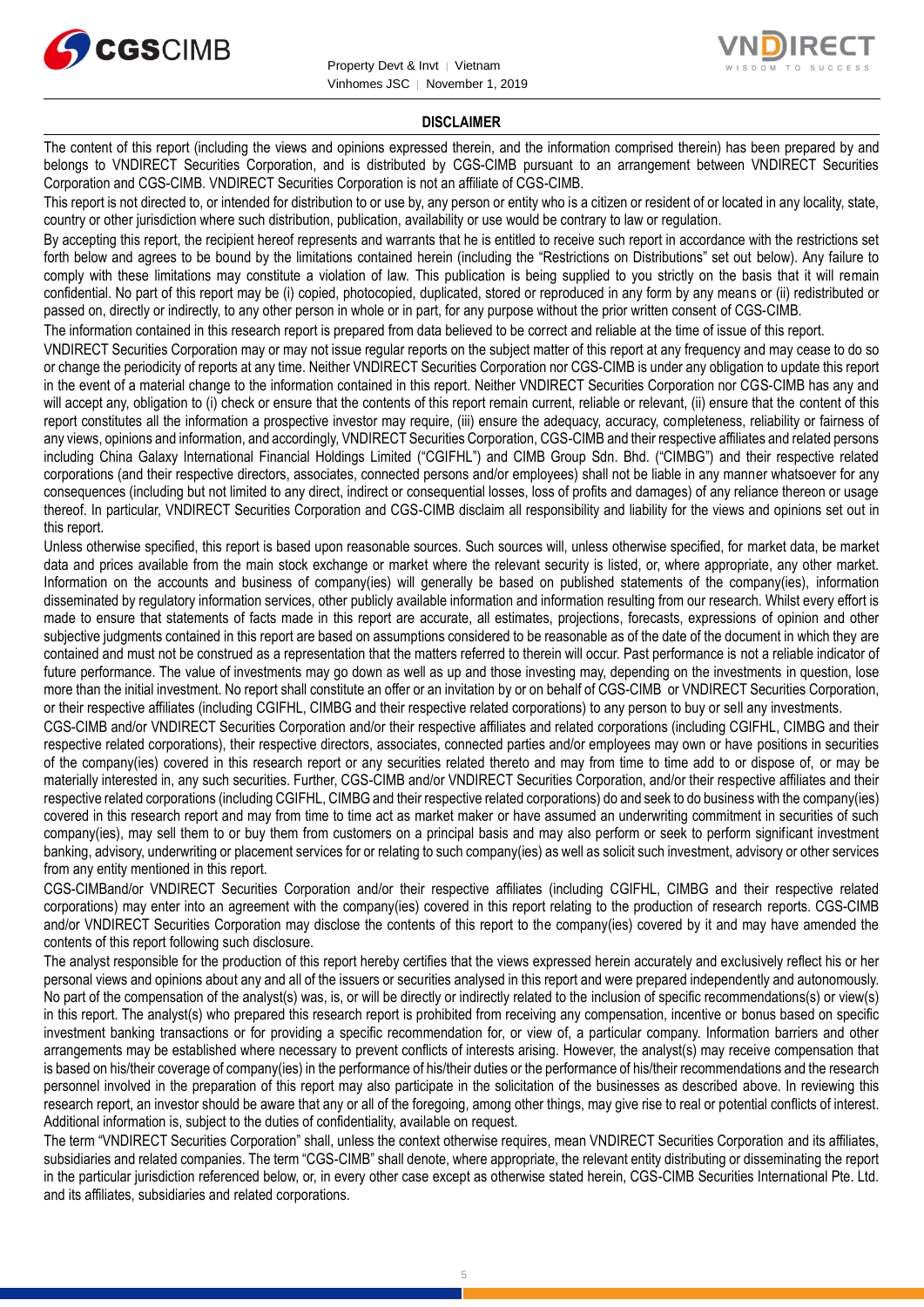## DISCLAIMER

The content of this report (including the views and opinions expressed therein, and the information comprised therein) has been prepared by and belongs to VNDIRECT Securities Corporation, and is distributed by CGS-CIMB pursuant to an arrangement between VNDIRECT Securities Corporation and CGS-CIMB. VNDIRECT Securities Corporation is not an affiliate of CGS-CIMB.

This report is not directed to, or intended for distribution to or use by, any person or entity who is a citizen or resident of or located in any locality, state, country or other jurisdiction where such distribution, publication, availability or use would be contrary to law or regulation.

By accepting this report, the recipient hereof represents and warrants that he is entitled to receive such report in accordance with the restrictions set forth below and agrees to be bound by the limitations contained herein (including the "Restrictions on Distributions" set out below). Any failure to comply with these limitations may constitute a violation of law. This publication is being supplied to you strictly on the basis that it will remain confidential. No part of this report may be (i) copied, photocopied, duplicated, stored or reproduced in any form by any means or (ii) redistributed or passed on, directly or indirectly, to any other person in whole or in part, for any purpose without the prior written consent of CGS-CIMB.

The information contained in this research report is prepared from data believed to be correct and reliable at the time of issue of this report.

VNDIRECT Securities Corporation may or may not issue regular reports on the subject matter of this report at any frequency and may cease to do so or change the periodicity of reports at any time. Neither VNDIRECT Securities Corporation nor CGS-CIMB is under any obligation to update this report in the event of a material change to the information contained in this report. Neither VNDIRECT Securities Corporation nor CGS-CIMB has any and will accept any, obligation to (i) check or ensure that the contents of this report remain current, reliable or relevant, (ii) ensure that the content of this report constitutes all the information a prospective investor may require, (iii) ensure the adequacy, accuracy, completeness, reliability or fairness of any views, opinions and information, and accordingly, VNDIRECT Securities Corporation, CGS-CIMB and their respective affiliates and related persons including China Galaxy International Financial Holdings Limited ("CGIFHL") and CIMB Group Sdn. Bhd. ("CIMBG") and their respective related corporations (and their respective directors, associates, connected persons and/or employees) shall not be liable in any manner whatsoever for any consequences (including but not limited to any direct, indirect or consequential losses, loss of profits and damages) of any reliance thereon or usage thereof. In particular, VNDIRECT Securities Corporation and CGS-CIMB disclaim all responsibility and liability for the views and opinions set out in this report.

Unless otherwise specified, this report is based upon reasonable sources. Such sources will, unless otherwise specified, for market data, be market data and prices available from the main stock exchange or market where the relevant security is listed, or, where appropriate, any other market. Information on the accounts and business of company(ies) will generally be based on published statements of the company(ies), information disseminated by regulatory information services, other publicly available information and information resulting from our research. Whilst every effort is made to ensure that statements of facts made in this report are accurate, all estimates, projections, forecasts, expressions of opinion and other subjective judgments contained in this report are based on assumptions considered to be reasonable as of the date of the document in which they are contained and must not be construed as a representation that the matters referred to therein will occur. Past performance is not a reliable indicator of future performance. The value of investments may go down as well as up and those investing may, depending on the investments in question, lose more than the initial investment. No report shall constitute an offer or an invitation by or on behalf of CGS-CIMB or VNDIRECT Securities Corporation, or their respective affiliates (including CGIFHL, CIMBG and their respective related corporations) to any person to buy or sell any investments.

CGS-CIMB and/or VNDIRECT Securities Corporation and/or their respective affiliates and related corporations (including CGIFHL, CIMBG and their respective related corporations), their respective directors, associates, connected parties and/or employees may own or have positions in securities of the company(ies) covered in this research report or any securities related thereto and may from time to time add to or dispose of, or may be materially interested in, any such securities. Further, CGS-CIMB and/or VNDIRECT Securities Corporation, and/or their respective affiliates and their respective related corporations (including CGIFHL, CIMBG and their respective related corporations) do and seek to do business with the company(ies) covered in this research report and may from time to time act as market maker or have assumed an underwriting commitment in securities of such company(ies), may sell them to or buy them from customers on a principal basis and may also perform or seek to perform significant investment banking, advisory, underwriting or placement services for or relating to such company(ies) as well as solicit such investment, advisory or other services from any entity mentioned in this report.

CGS-CIMBand/or VNDIRECT Securities Corporation and/or their respective affiliates (including CGIFHL, CIMBG and their respective related corporations) may enter into an agreement with the company(ies) covered in this report relating to the production of research reports. CGS-CIMB and/or VNDIRECT Securities Corporation may disclose the contents of this report to the company(ies) covered by it and may have amended the contents of this report following such disclosure.

The analyst responsible for the production of this report hereby certifies that the views expressed herein accurately and exclusively reflect his or her personal views and opinions about any and all of the issuers or securities analysed in this report and were prepared independently and autonomously. No part of the compensation of the analyst(s) was, is, or will be directly or indirectly related to the inclusion of specific recommendations(s) or view(s) in this report. The analyst(s) who prepared this research report is prohibited from receiving any compensation, incentive or bonus based on specific investment banking transactions or for providing a specific recommendation for, or view of, a particular company. Information barriers and other arrangements may be established where necessary to prevent conflicts of interests arising. However, the analyst(s) may receive compensation that is based on his/their coverage of company(ies) in the performance of his/their duties or the performance of his/their recommendations and the research personnel involved in the preparation of this report may also participate in the solicitation of the businesses as described above. In reviewing this research report, an investor should be aware that any or all of the foregoing, among other things, may give rise to real or potential conflicts of interest. Additional information is, subject to the duties of confidentiality, available on request.

The term "VNDIRECT Securities Corporation" shall, unless the context otherwise requires, mean VNDIRECT Securities Corporation and its affiliates, subsidiaries and related companies. The term "CGS-CIMB" shall denote, where appropriate, the relevant entity distributing or disseminating the report in the particular jurisdiction referenced below, or, in every other case except as otherwise stated herein, CGS-CIMB Securities International Pte. Ltd. and its affiliates, subsidiaries and related corporations.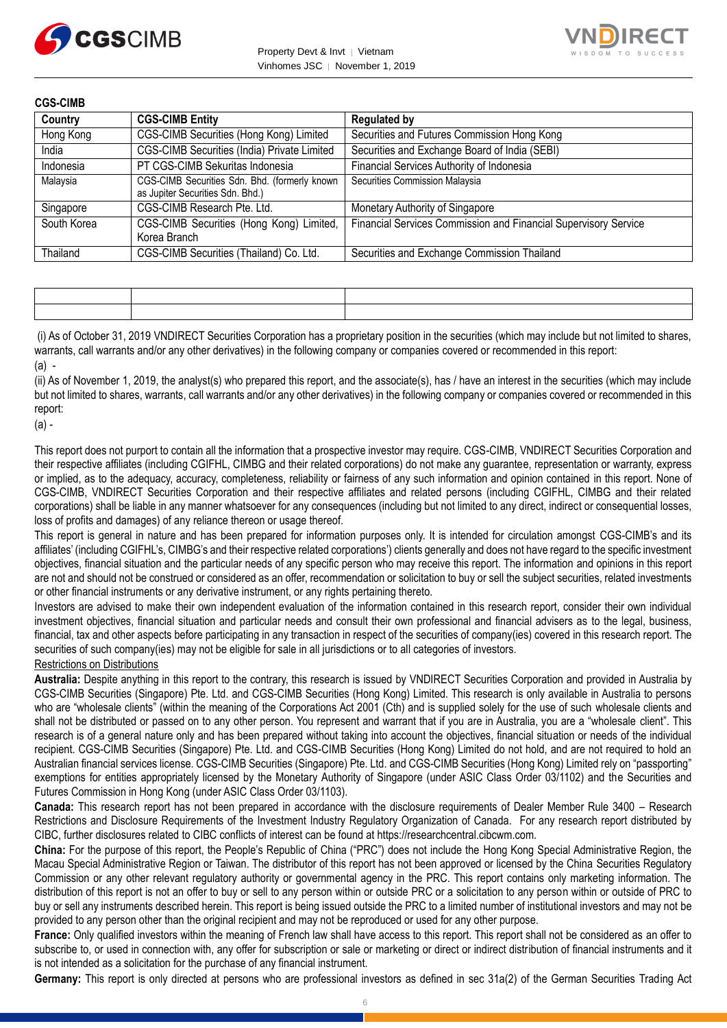**CGS-CIMB**

| Country | CGS-CIMB Entity | Regulated by |
|---|---|---|
| Hong Kong | CGS-CIMB Securities (Hong Kong) Limited | Securities and Futures Commission Hong Kong |
| India | CGS-CIMB Securities (India) Private Limited | Securities and Exchange Board of India (SEBI) |
| Indonesia | PT CGS-CIMB Sekuritas Indonesia | Financial Services Authority of Indonesia |
| Malaysia | CGS-CIMB Securities Sdn. Bhd. (formerly known as Jupiter Securities Sdn. Bhd.) | Securities Commission Malaysia |
| Singapore | CGS-CIMB Research Pte. Ltd. | Monetary Authority of Singapore |
| South Korea | CGS-CIMB Securities (Hong Kong) Limited, Korea Branch | Financial Services Commission and Financial Supervisory Service |
| Thailand | CGS-CIMB Securities (Thailand) Co. Ltd. | Securities and Exchange Commission Thailand |

| | | |
|---|---|---|
| | | |
| | | |

(i) As of October 31, 2019 VNDIRECT Securities Corporation has a proprietary position in the securities (which may include but not limited to shares, warrants, call warrants and/or any other derivatives) in the following company or companies covered or recommended in this report:

(a) -

(ii) As of November 1, 2019, the analyst(s) who prepared this report, and the associate(s), has / have an interest in the securities (which may include but not limited to shares, warrants, call warrants and/or any other derivatives) in the following company or companies covered or recommended in this report:

(a) -

This report does not purport to contain all the information that a prospective investor may require. CGS-CIMB, VNDIRECT Securities Corporation and their respective affiliates (including CGIFHL, CIMBG and their related corporations) do not make any guarantee, representation or warranty, express or implied, as to the adequacy, accuracy, completeness, reliability or fairness of any such information and opinion contained in this report. None of CGS-CIMB, VNDIRECT Securities Corporation and their respective affiliates and related persons (including CGIFHL, CIMBG and their related corporations) shall be liable in any manner whatsoever for any consequences (including but not limited to any direct, indirect or consequential losses, loss of profits and damages) of any reliance thereon or usage thereof.

This report is general in nature and has been prepared for information purposes only. It is intended for circulation amongst CGS-CIMB's and its affiliates' (including CGIFHL's, CIMBG's and their respective related corporations') clients generally and does not have regard to the specific investment objectives, financial situation and the particular needs of any specific person who may receive this report. The information and opinions in this report are not and should not be construed or considered as an offer, recommendation or solicitation to buy or sell the subject securities, related investments or other financial instruments or any derivative instrument, or any rights pertaining thereto.

Investors are advised to make their own independent evaluation of the information contained in this research report, consider their own individual investment objectives, financial situation and particular needs and consult their own professional and financial advisers as to the legal, business, financial, tax and other aspects before participating in any transaction in respect of the securities of company(ies) covered in this research report. The securities of such company(ies) may not be eligible for sale in all jurisdictions or to all categories of investors.

Restrictions on Distributions

**Australia:** Despite anything in this report to the contrary, this research is issued by VNDIRECT Securities Corporation and provided in Australia by CGS-CIMB Securities (Singapore) Pte. Ltd. and CGS-CIMB Securities (Hong Kong) Limited. This research is only available in Australia to persons who are "wholesale clients" (within the meaning of the Corporations Act 2001 (Cth) and is supplied solely for the use of such wholesale clients and shall not be distributed or passed on to any other person. You represent and warrant that if you are in Australia, you are a "wholesale client". This research is of a general nature only and has been prepared without taking into account the objectives, financial situation or needs of the individual recipient. CGS-CIMB Securities (Singapore) Pte. Ltd. and CGS-CIMB Securities (Hong Kong) Limited do not hold, and are not required to hold an Australian financial services license. CGS-CIMB Securities (Singapore) Pte. Ltd. and CGS-CIMB Securities (Hong Kong) Limited rely on "passporting" exemptions for entities appropriately licensed by the Monetary Authority of Singapore (under ASIC Class Order 03/1102) and the Securities and Futures Commission in Hong Kong (under ASIC Class Order 03/1103).

**Canada:** This research report has not been prepared in accordance with the disclosure requirements of Dealer Member Rule 3400 – Research Restrictions and Disclosure Requirements of the Investment Industry Regulatory Organization of Canada. For any research report distributed by CIBC, further disclosures related to CIBC conflicts of interest can be found at https://researchcentral.cibcwm.com.

**China:** For the purpose of this report, the People's Republic of China ("PRC") does not include the Hong Kong Special Administrative Region, the Macau Special Administrative Region or Taiwan. The distributor of this report has not been approved or licensed by the China Securities Regulatory Commission or any other relevant regulatory authority or governmental agency in the PRC. This report contains only marketing information. The distribution of this report is not an offer to buy or sell to any person within or outside PRC or a solicitation to any person within or outside of PRC to buy or sell any instruments described herein. This report is being issued outside the PRC to a limited number of institutional investors and may not be provided to any person other than the original recipient and may not be reproduced or used for any other purpose.

**France:** Only qualified investors within the meaning of French law shall have access to this report. This report shall not be considered as an offer to subscribe to, or used in connection with, any offer for subscription or sale or marketing or direct or indirect distribution of financial instruments and it is not intended as a solicitation for the purchase of any financial instrument.

**Germany:** This report is only directed at persons who are professional investors as defined in sec 31a(2) of the German Securities Trading Act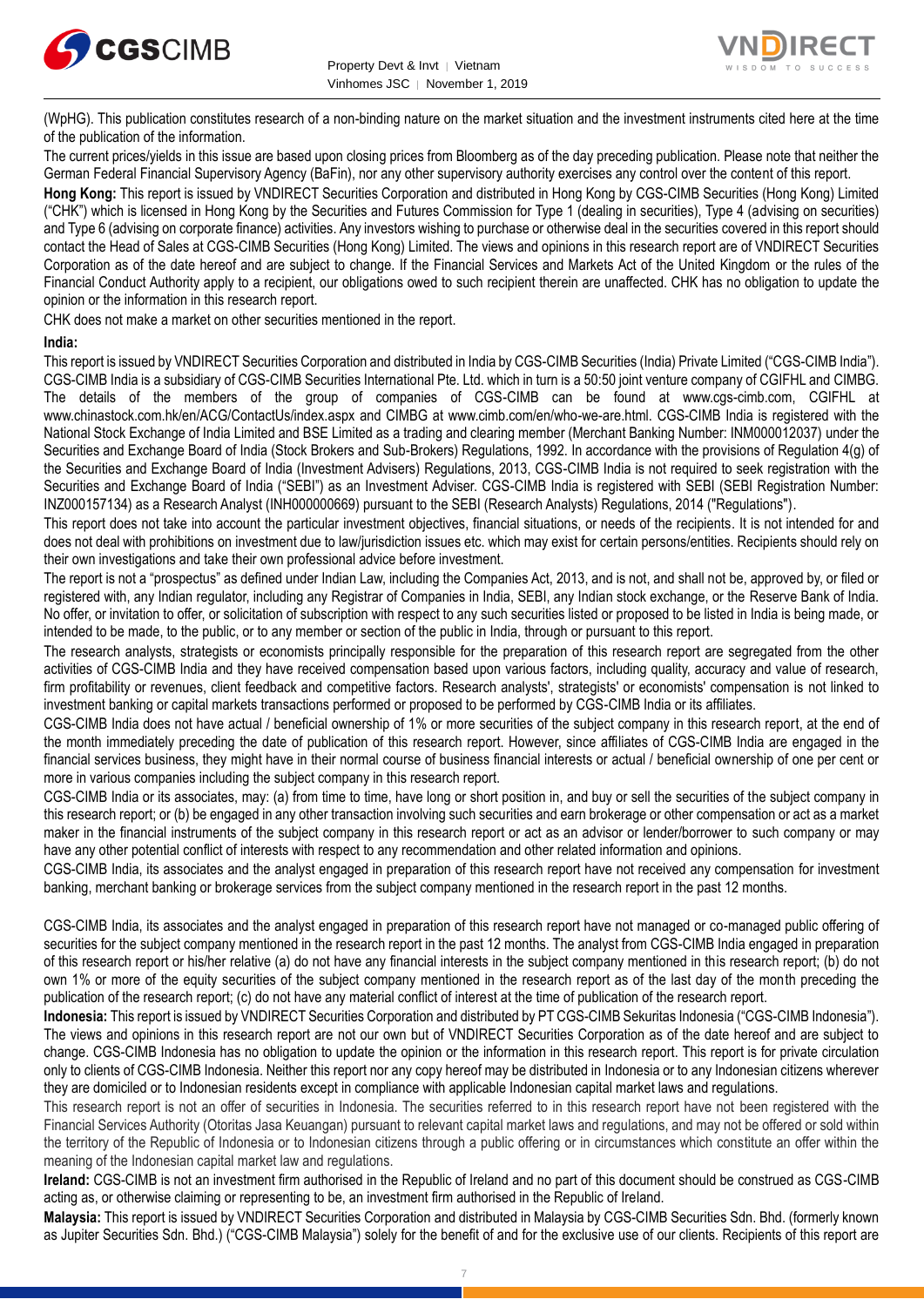(WpHG). This publication constitutes research of a non-binding nature on the market situation and the investment instruments cited here at the time of the publication of the information.

The current prices/yields in this issue are based upon closing prices from Bloomberg as of the day preceding publication. Please note that neither the German Federal Financial Supervisory Agency (BaFin), nor any other supervisory authority exercises any control over the content of this report.

**Hong Kong:** This report is issued by VNDIRECT Securities Corporation and distributed in Hong Kong by CGS-CIMB Securities (Hong Kong) Limited ("CHK") which is licensed in Hong Kong by the Securities and Futures Commission for Type 1 (dealing in securities), Type 4 (advising on securities) and Type 6 (advising on corporate finance) activities. Any investors wishing to purchase or otherwise deal in the securities covered in this report should contact the Head of Sales at CGS-CIMB Securities (Hong Kong) Limited. The views and opinions in this research report are of VNDIRECT Securities Corporation as of the date hereof and are subject to change. If the Financial Services and Markets Act of the United Kingdom or the rules of the Financial Conduct Authority apply to a recipient, our obligations owed to such recipient therein are unaffected. CHK has no obligation to update the opinion or the information in this research report.

CHK does not make a market on other securities mentioned in the report.

**India:**

This report is issued by VNDIRECT Securities Corporation and distributed in India by CGS-CIMB Securities (India) Private Limited ("CGS-CIMB India"). CGS-CIMB India is a subsidiary of CGS-CIMB Securities International Pte. Ltd. which in turn is a 50:50 joint venture company of CGIFHL and CIMBG. The details of the members of the group of companies of CGS-CIMB can be found at www.cgs-cimb.com, CGIFHL at www.chinastock.com.hk/en/ACG/ContactUs/index.aspx and CIMBG at www.cimb.com/en/who-we-are.html. CGS-CIMB India is registered with the National Stock Exchange of India Limited and BSE Limited as a trading and clearing member (Merchant Banking Number: INM000012037) under the Securities and Exchange Board of India (Stock Brokers and Sub-Brokers) Regulations, 1992. In accordance with the provisions of Regulation 4(g) of the Securities and Exchange Board of India (Investment Advisers) Regulations, 2013, CGS-CIMB India is not required to seek registration with the Securities and Exchange Board of India ("SEBI") as an Investment Adviser. CGS-CIMB India is registered with SEBI (SEBI Registration Number: INZ000157134) as a Research Analyst (INH000000669) pursuant to the SEBI (Research Analysts) Regulations, 2014 ("Regulations").

This report does not take into account the particular investment objectives, financial situations, or needs of the recipients. It is not intended for and does not deal with prohibitions on investment due to law/jurisdiction issues etc. which may exist for certain persons/entities. Recipients should rely on their own investigations and take their own professional advice before investment.

The report is not a "prospectus" as defined under Indian Law, including the Companies Act, 2013, and is not, and shall not be, approved by, or filed or registered with, any Indian regulator, including any Registrar of Companies in India, SEBI, any Indian stock exchange, or the Reserve Bank of India. No offer, or invitation to offer, or solicitation of subscription with respect to any such securities listed or proposed to be listed in India is being made, or intended to be made, to the public, or to any member or section of the public in India, through or pursuant to this report.

The research analysts, strategists or economists principally responsible for the preparation of this research report are segregated from the other activities of CGS-CIMB India and they have received compensation based upon various factors, including quality, accuracy and value of research, firm profitability or revenues, client feedback and competitive factors. Research analysts', strategists' or economists' compensation is not linked to investment banking or capital markets transactions performed or proposed to be performed by CGS-CIMB India or its affiliates.

CGS-CIMB India does not have actual / beneficial ownership of 1% or more securities of the subject company in this research report, at the end of the month immediately preceding the date of publication of this research report. However, since affiliates of CGS-CIMB India are engaged in the financial services business, they might have in their normal course of business financial interests or actual / beneficial ownership of one per cent or more in various companies including the subject company in this research report.

CGS-CIMB India or its associates, may: (a) from time to time, have long or short position in, and buy or sell the securities of the subject company in this research report; or (b) be engaged in any other transaction involving such securities and earn brokerage or other compensation or act as a market maker in the financial instruments of the subject company in this research report or act as an advisor or lender/borrower to such company or may have any other potential conflict of interests with respect to any recommendation and other related information and opinions.

CGS-CIMB India, its associates and the analyst engaged in preparation of this research report have not received any compensation for investment banking, merchant banking or brokerage services from the subject company mentioned in the research report in the past 12 months.

CGS-CIMB India, its associates and the analyst engaged in preparation of this research report have not managed or co-managed public offering of securities for the subject company mentioned in the research report in the past 12 months. The analyst from CGS-CIMB India engaged in preparation of this research report or his/her relative (a) do not have any financial interests in the subject company mentioned in this research report; (b) do not own 1% or more of the equity securities of the subject company mentioned in the research report as of the last day of the month preceding the publication of the research report; (c) do not have any material conflict of interest at the time of publication of the research report.

**Indonesia:** This report is issued by VNDIRECT Securities Corporation and distributed by PT CGS-CIMB Sekuritas Indonesia ("CGS-CIMB Indonesia"). The views and opinions in this research report are not our own but of VNDIRECT Securities Corporation as of the date hereof and are subject to change. CGS-CIMB Indonesia has no obligation to update the opinion or the information in this research report. This report is for private circulation only to clients of CGS-CIMB Indonesia. Neither this report nor any copy hereof may be distributed in Indonesia or to any Indonesian citizens wherever they are domiciled or to Indonesian residents except in compliance with applicable Indonesian capital market laws and regulations.

This research report is not an offer of securities in Indonesia. The securities referred to in this research report have not been registered with the Financial Services Authority (Otoritas Jasa Keuangan) pursuant to relevant capital market laws and regulations, and may not be offered or sold within the territory of the Republic of Indonesia or to Indonesian citizens through a public offering or in circumstances which constitute an offer within the meaning of the Indonesian capital market law and regulations.

**Ireland:** CGS-CIMB is not an investment firm authorised in the Republic of Ireland and no part of this document should be construed as CGS-CIMB acting as, or otherwise claiming or representing to be, an investment firm authorised in the Republic of Ireland.

**Malaysia:** This report is issued by VNDIRECT Securities Corporation and distributed in Malaysia by CGS-CIMB Securities Sdn. Bhd. (formerly known as Jupiter Securities Sdn. Bhd.) ("CGS-CIMB Malaysia") solely for the benefit of and for the exclusive use of our clients. Recipients of this report are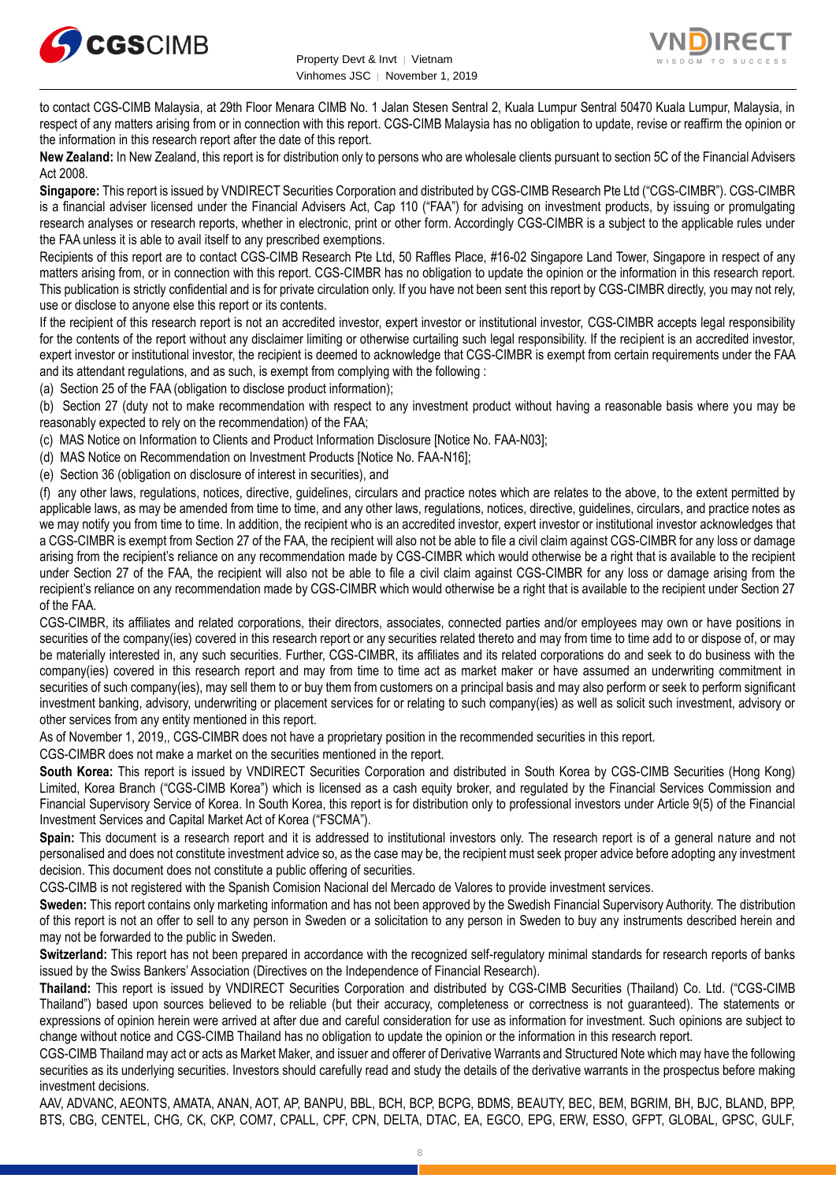to contact CGS-CIMB Malaysia, at 29th Floor Menara CIMB No. 1 Jalan Stesen Sentral 2, Kuala Lumpur Sentral 50470 Kuala Lumpur, Malaysia, in respect of any matters arising from or in connection with this report. CGS-CIMB Malaysia has no obligation to update, revise or reaffirm the opinion or the information in this research report after the date of this report.

**New Zealand:** In New Zealand, this report is for distribution only to persons who are wholesale clients pursuant to section 5C of the Financial Advisers Act 2008.

**Singapore:** This report is issued by VNDIRECT Securities Corporation and distributed by CGS-CIMB Research Pte Ltd ("CGS-CIMBR"). CGS-CIMBR is a financial adviser licensed under the Financial Advisers Act, Cap 110 ("FAA") for advising on investment products, by issuing or promulgating research analyses or research reports, whether in electronic, print or other form. Accordingly CGS-CIMBR is a subject to the applicable rules under the FAA unless it is able to avail itself to any prescribed exemptions.

Recipients of this report are to contact CGS-CIMB Research Pte Ltd, 50 Raffles Place, #16-02 Singapore Land Tower, Singapore in respect of any matters arising from, or in connection with this report. CGS-CIMBR has no obligation to update the opinion or the information in this research report. This publication is strictly confidential and is for private circulation only. If you have not been sent this report by CGS-CIMBR directly, you may not rely, use or disclose to anyone else this report or its contents.

If the recipient of this research report is not an accredited investor, expert investor or institutional investor, CGS-CIMBR accepts legal responsibility for the contents of the report without any disclaimer limiting or otherwise curtailing such legal responsibility. If the recipient is an accredited investor, expert investor or institutional investor, the recipient is deemed to acknowledge that CGS-CIMBR is exempt from certain requirements under the FAA and its attendant regulations, and as such, is exempt from complying with the following :

(a) Section 25 of the FAA (obligation to disclose product information);

(b) Section 27 (duty not to make recommendation with respect to any investment product without having a reasonable basis where you may be reasonably expected to rely on the recommendation) of the FAA;

(c) MAS Notice on Information to Clients and Product Information Disclosure [Notice No. FAA-N03];

(d) MAS Notice on Recommendation on Investment Products [Notice No. FAA-N16];

(e) Section 36 (obligation on disclosure of interest in securities), and

(f) any other laws, regulations, notices, directive, guidelines, circulars and practice notes which are relates to the above, to the extent permitted by applicable laws, as may be amended from time to time, and any other laws, regulations, notices, directive, guidelines, circulars, and practice notes as we may notify you from time to time. In addition, the recipient who is an accredited investor, expert investor or institutional investor acknowledges that a CGS-CIMBR is exempt from Section 27 of the FAA, the recipient will also not be able to file a civil claim against CGS-CIMBR for any loss or damage arising from the recipient's reliance on any recommendation made by CGS-CIMBR which would otherwise be a right that is available to the recipient under Section 27 of the FAA, the recipient will also not be able to file a civil claim against CGS-CIMBR for any loss or damage arising from the recipient's reliance on any recommendation made by CGS-CIMBR which would otherwise be a right that is available to the recipient under Section 27 of the FAA.

CGS-CIMBR, its affiliates and related corporations, their directors, associates, connected parties and/or employees may own or have positions in securities of the company(ies) covered in this research report or any securities related thereto and may from time to time add to or dispose of, or may be materially interested in, any such securities. Further, CGS-CIMBR, its affiliates and its related corporations do and seek to do business with the company(ies) covered in this research report and may from time to time act as market maker or have assumed an underwriting commitment in securities of such company(ies), may sell them to or buy them from customers on a principal basis and may also perform or seek to perform significant investment banking, advisory, underwriting or placement services for or relating to such company(ies) as well as solicit such investment, advisory or other services from any entity mentioned in this report.

As of November 1, 2019,, CGS-CIMBR does not have a proprietary position in the recommended securities in this report.

CGS-CIMBR does not make a market on the securities mentioned in the report.

**South Korea:** This report is issued by VNDIRECT Securities Corporation and distributed in South Korea by CGS-CIMB Securities (Hong Kong) Limited, Korea Branch ("CGS-CIMB Korea") which is licensed as a cash equity broker, and regulated by the Financial Services Commission and Financial Supervisory Service of Korea. In South Korea, this report is for distribution only to professional investors under Article 9(5) of the Financial Investment Services and Capital Market Act of Korea ("FSCMA").

**Spain:** This document is a research report and it is addressed to institutional investors only. The research report is of a general nature and not personalised and does not constitute investment advice so, as the case may be, the recipient must seek proper advice before adopting any investment decision. This document does not constitute a public offering of securities.

CGS-CIMB is not registered with the Spanish Comision Nacional del Mercado de Valores to provide investment services.

**Sweden:** This report contains only marketing information and has not been approved by the Swedish Financial Supervisory Authority. The distribution of this report is not an offer to sell to any person in Sweden or a solicitation to any person in Sweden to buy any instruments described herein and may not be forwarded to the public in Sweden.

**Switzerland:** This report has not been prepared in accordance with the recognized self-regulatory minimal standards for research reports of banks issued by the Swiss Bankers' Association (Directives on the Independence of Financial Research).

**Thailand:** This report is issued by VNDIRECT Securities Corporation and distributed by CGS-CIMB Securities (Thailand) Co. Ltd. ("CGS-CIMB Thailand") based upon sources believed to be reliable (but their accuracy, completeness or correctness is not guaranteed). The statements or expressions of opinion herein were arrived at after due and careful consideration for use as information for investment. Such opinions are subject to change without notice and CGS-CIMB Thailand has no obligation to update the opinion or the information in this research report.

CGS-CIMB Thailand may act or acts as Market Maker, and issuer and offerer of Derivative Warrants and Structured Note which may have the following securities as its underlying securities. Investors should carefully read and study the details of the derivative warrants in the prospectus before making investment decisions.

AAV, ADVANC, AEONTS, AMATA, ANAN, AOT, AP, BANPU, BBL, BCH, BCP, BCPG, BDMS, BEAUTY, BEC, BEM, BGRIM, BH, BJC, BLAND, BPP, BTS, CBG, CENTEL, CHG, CK, CKP, COM7, CPALL, CPF, CPN, DELTA, DTAC, EA, EGCO, EPG, ERW, ESSO, GFPT, GLOBAL, GPSC, GULF,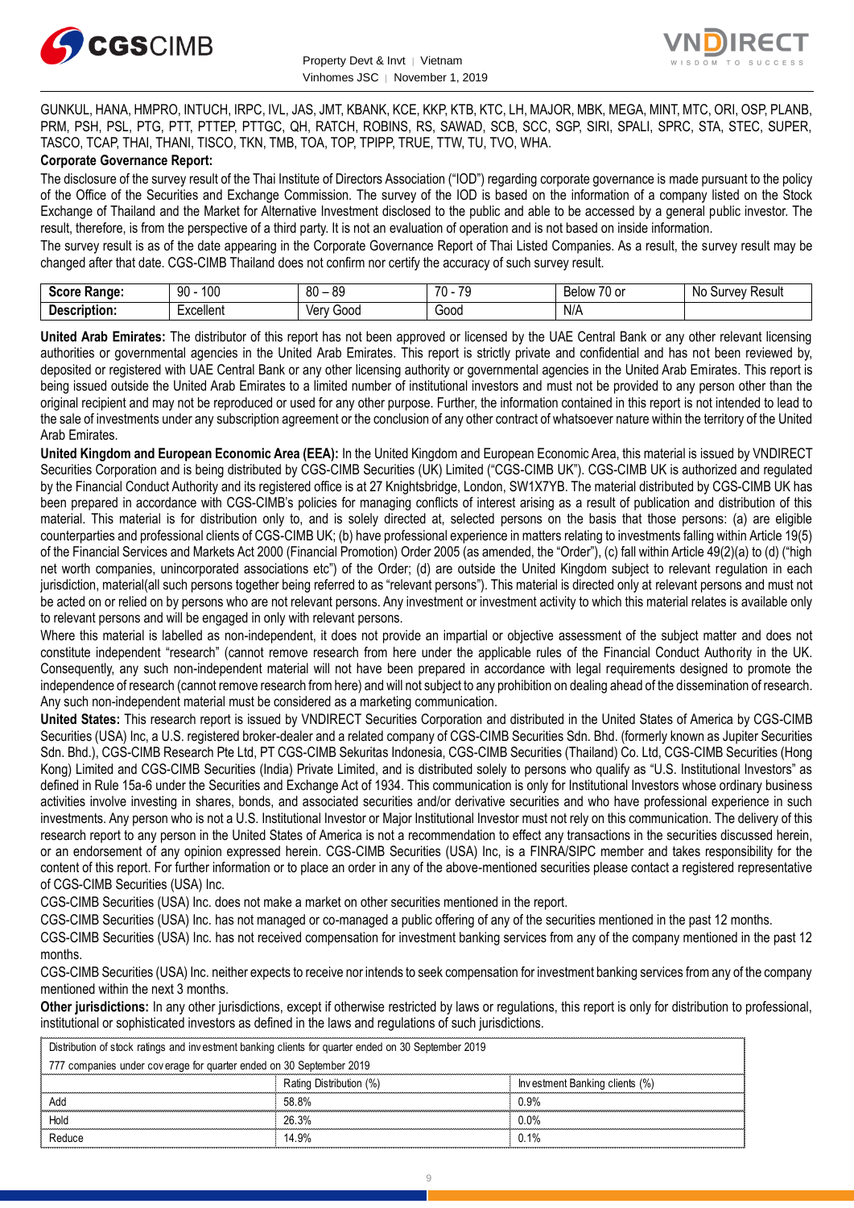GUNKUL, HANA, HMPRO, INTUCH, IRPC, IVL, JAS, JMT, KBANK, KCE, KKP, KTB, KTC, LH, MAJOR, MBK, MEGA, MINT, MTC, ORI, OSP, PLANB, PRM, PSH, PSL, PTG, PTT, PTTEP, PTTGC, QH, RATCH, ROBINS, RS, SAWAD, SCB, SCC, SGP, SIRI, SPALI, SPRC, STA, STEC, SUPER, TASCO, TCAP, THAI, THANI, TISCO, TKN, TMB, TOA, TOP, TPIPP, TRUE, TTW, TU, TVO, WHA.

**Corporate Governance Report:**

The disclosure of the survey result of the Thai Institute of Directors Association ("IOD") regarding corporate governance is made pursuant to the policy of the Office of the Securities and Exchange Commission. The survey of the IOD is based on the information of a company listed on the Stock Exchange of Thailand and the Market for Alternative Investment disclosed to the public and able to be accessed by a general public investor. The result, therefore, is from the perspective of a third party. It is not an evaluation of operation and is not based on inside information.

The survey result is as of the date appearing in the Corporate Governance Report of Thai Listed Companies. As a result, the survey result may be changed after that date. CGS-CIMB Thailand does not confirm nor certify the accuracy of such survey result.

| **Score Range:** | 90 - 100 | 80 – 89 | 70 - 79 | Below 70 or | No Survey Result |
|---|---|---|---|---|---|
| **Description:** | Excellent | Very Good | Good | N/A | |

**United Arab Emirates:** The distributor of this report has not been approved or licensed by the UAE Central Bank or any other relevant licensing authorities or governmental agencies in the United Arab Emirates. This report is strictly private and confidential and has not been reviewed by, deposited or registered with UAE Central Bank or any other licensing authority or governmental agencies in the United Arab Emirates. This report is being issued outside the United Arab Emirates to a limited number of institutional investors and must not be provided to any person other than the original recipient and may not be reproduced or used for any other purpose. Further, the information contained in this report is not intended to lead to the sale of investments under any subscription agreement or the conclusion of any other contract of whatsoever nature within the territory of the United Arab Emirates.

**United Kingdom and European Economic Area (EEA):** In the United Kingdom and European Economic Area, this material is issued by VNDIRECT Securities Corporation and is being distributed by CGS-CIMB Securities (UK) Limited ("CGS-CIMB UK"). CGS-CIMB UK is authorized and regulated by the Financial Conduct Authority and its registered office is at 27 Knightsbridge, London, SW1X7YB. The material distributed by CGS-CIMB UK has been prepared in accordance with CGS-CIMB's policies for managing conflicts of interest arising as a result of publication and distribution of this material. This material is for distribution only to, and is solely directed at, selected persons on the basis that those persons: (a) are eligible counterparties and professional clients of CGS-CIMB UK; (b) have professional experience in matters relating to investments falling within Article 19(5) of the Financial Services and Markets Act 2000 (Financial Promotion) Order 2005 (as amended, the "Order"), (c) fall within Article 49(2)(a) to (d) ("high net worth companies, unincorporated associations etc") of the Order; (d) are outside the United Kingdom subject to relevant regulation in each jurisdiction, material(all such persons together being referred to as "relevant persons"). This material is directed only at relevant persons and must not be acted on or relied on by persons who are not relevant persons. Any investment or investment activity to which this material relates is available only to relevant persons and will be engaged in only with relevant persons.

Where this material is labelled as non-independent, it does not provide an impartial or objective assessment of the subject matter and does not constitute independent "research" (cannot remove research from here under the applicable rules of the Financial Conduct Authority in the UK. Consequently, any such non-independent material will not have been prepared in accordance with legal requirements designed to promote the independence of research (cannot remove research from here) and will not subject to any prohibition on dealing ahead of the dissemination of research. Any such non-independent material must be considered as a marketing communication.

**United States:** This research report is issued by VNDIRECT Securities Corporation and distributed in the United States of America by CGS-CIMB Securities (USA) Inc, a U.S. registered broker-dealer and a related company of CGS-CIMB Securities Sdn. Bhd. (formerly known as Jupiter Securities Sdn. Bhd.), CGS-CIMB Research Pte Ltd, PT CGS-CIMB Sekuritas Indonesia, CGS-CIMB Securities (Thailand) Co. Ltd, CGS-CIMB Securities (Hong Kong) Limited and CGS-CIMB Securities (India) Private Limited, and is distributed solely to persons who qualify as "U.S. Institutional Investors" as defined in Rule 15a-6 under the Securities and Exchange Act of 1934. This communication is only for Institutional Investors whose ordinary business activities involve investing in shares, bonds, and associated securities and/or derivative securities and who have professional experience in such investments. Any person who is not a U.S. Institutional Investor or Major Institutional Investor must not rely on this communication. The delivery of this research report to any person in the United States of America is not a recommendation to effect any transactions in the securities discussed herein, or an endorsement of any opinion expressed herein. CGS-CIMB Securities (USA) Inc, is a FINRA/SIPC member and takes responsibility for the content of this report. For further information or to place an order in any of the above-mentioned securities please contact a registered representative of CGS-CIMB Securities (USA) Inc.

CGS-CIMB Securities (USA) Inc. does not make a market on other securities mentioned in the report.

CGS-CIMB Securities (USA) Inc. has not managed or co-managed a public offering of any of the securities mentioned in the past 12 months.

CGS-CIMB Securities (USA) Inc. has not received compensation for investment banking services from any of the company mentioned in the past 12 months.

CGS-CIMB Securities (USA) Inc. neither expects to receive nor intends to seek compensation for investment banking services from any of the company mentioned within the next 3 months.

**Other jurisdictions:** In any other jurisdictions, except if otherwise restricted by laws or regulations, this report is only for distribution to professional, institutional or sophisticated investors as defined in the laws and regulations of such jurisdictions.

| Distribution of stock ratings and investment banking clients for quarter ended on 30 September 2019 | | |
|---|---|---|
| 777 companies under coverage for quarter ended on 30 September 2019 | | |
| | Rating Distribution (%) | Investment Banking clients (%) |
| Add | 58.8% | 0.9% |
| Hold | 26.3% | 0.0% |
| Reduce | 14.9% | 0.1% |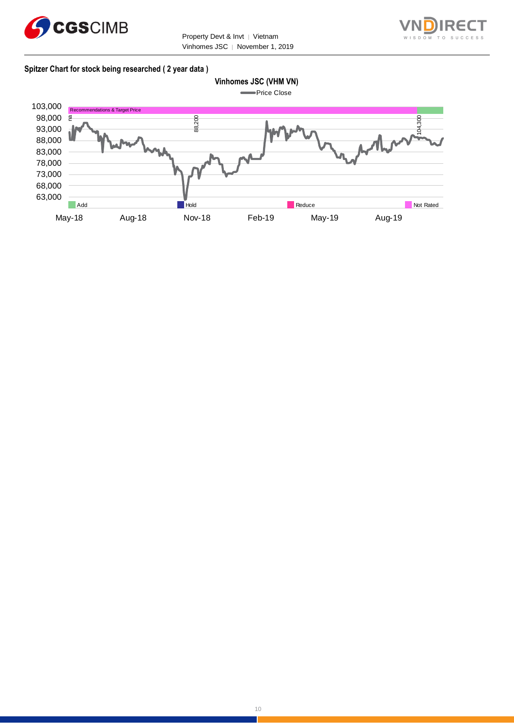**Spitzer Chart for stock being researched ( 2 year data )**

**Vinhomes JSC (VHM VN)**

Price Close

Recommendations & Target Price

na | 88,200 | 104,300

103,000
98,000
93,000
88,000
83,000
78,000
73,000
68,000
63,000

Add | Hold | Reduce | Not Rated

May-18 | Aug-18 | Nov-18 | Feb-19 | May-19 | Aug-19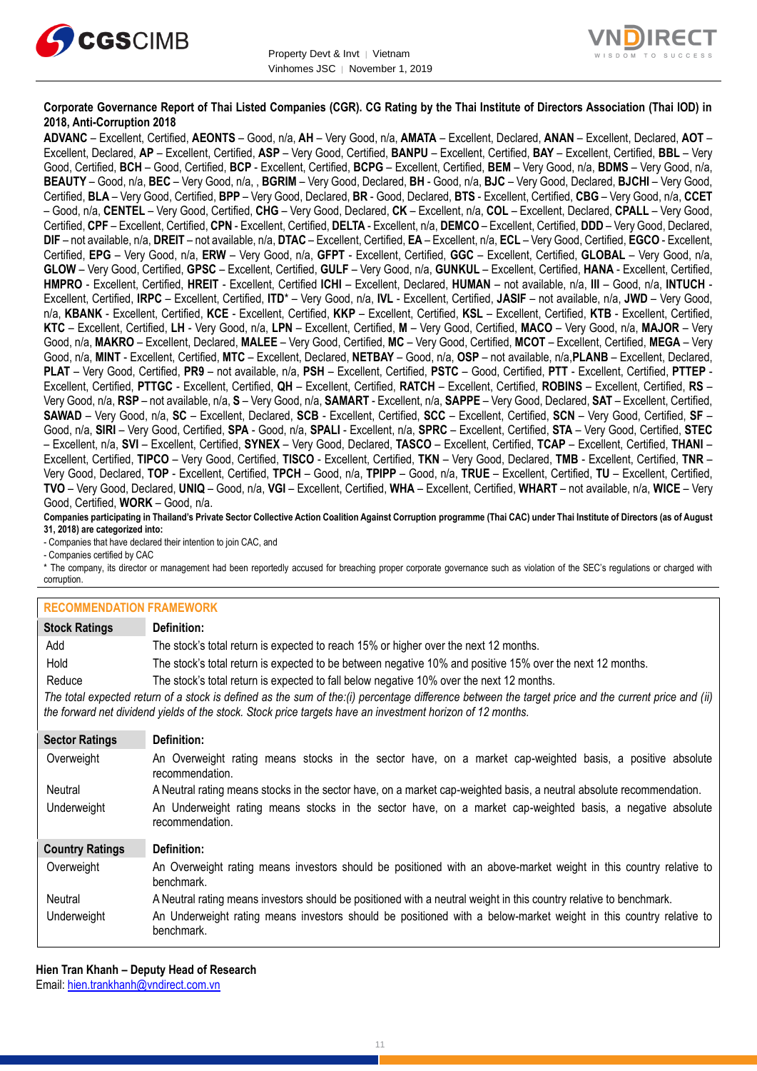**Corporate Governance Report of Thai Listed Companies (CGR). CG Rating by the Thai Institute of Directors Association (Thai IOD) in 2018, Anti-Corruption 2018**

**ADVANC** – Excellent, Certified, **AEONTS** – Good, n/a, **AH** – Very Good, n/a, **AMATA** – Excellent, Declared, **ANAN** – Excellent, Declared, **AOT** – Excellent, Declared, **AP** – Excellent, Certified, **ASP** – Very Good, Certified, **BANPU** – Excellent, Certified, **BAY** – Excellent, Certified, **BBL** – Very Good, Certified, **BCH** – Good, Certified, **BCP** - Excellent, Certified, **BCPG** – Excellent, Certified, **BEM** – Very Good, n/a, **BDMS** – Very Good, n/a, **BEAUTY** – Good, n/a, **BEC** – Very Good, n/a, , **BGRIM** – Very Good, Declared, **BH** - Good, n/a, **BJC** – Very Good, Declared, **BJCHI** – Very Good, Certified, **BLA** – Very Good, Certified, **BPP** – Very Good, Declared, **BR** - Good, Declared, **BTS** - Excellent, Certified, **CBG** – Very Good, n/a, **CCET** – Good, n/a, **CENTEL** – Very Good, Certified, **CHG** – Very Good, Declared, **CK** – Excellent, n/a, **COL** – Excellent, Declared, **CPALL** – Very Good, Certified, **CPF** – Excellent, Certified, **CPN** - Excellent, Certified, **DELTA** - Excellent, n/a, **DEMCO** – Excellent, Certified, **DDD** – Very Good, Declared, **DIF** – not available, n/a, **DREIT** – not available, n/a, **DTAC** – Excellent, Certified, **EA** – Excellent, n/a, **ECL** – Very Good, Certified, **EGCO** - Excellent, Certified, **EPG** – Very Good, n/a, **ERW** – Very Good, n/a, **GFPT** - Excellent, Certified, **GGC** – Excellent, Certified, **GLOBAL** – Very Good, n/a, **GLOW** – Very Good, Certified, **GPSC** – Excellent, Certified, **GULF** – Very Good, n/a, **GUNKUL** – Excellent, Certified, **HANA** - Excellent, Certified, **HMPRO** - Excellent, Certified, **HREIT** - Excellent, Certified **ICHI** – Excellent, Declared, **HUMAN** – not available, n/a, **III** – Good, n/a, **INTUCH** - Excellent, Certified, **IRPC** – Excellent, Certified, **ITD*** – Very Good, n/a, **IVL** - Excellent, Certified, **JASIF** – not available, n/a, **JWD** – Very Good, n/a, **KBANK** - Excellent, Certified, **KCE** - Excellent, Certified, **KKP** – Excellent, Certified, **KSL** – Excellent, Certified, **KTB** - Excellent, Certified, **KTC** – Excellent, Certified, **LH** - Very Good, n/a, **LPN** – Excellent, Certified, **M** – Very Good, Certified, **MACO** – Very Good, n/a, **MAJOR** – Very Good, n/a, **MAKRO** – Excellent, Declared, **MALEE** – Very Good, Certified, **MC** – Very Good, Certified, **MCOT** – Excellent, Certified, **MEGA** – Very Good, n/a, **MINT** - Excellent, Certified, **MTC** – Excellent, Declared, **NETBAY** – Good, n/a, **OSP** – not available, n/a,**PLANB** – Excellent, Declared, **PLAT** – Very Good, Certified, **PR9** – not available, n/a, **PSH** – Excellent, Certified, **PSTC** – Good, Certified, **PTT** - Excellent, Certified, **PTTEP** - Excellent, Certified, **PTTGC** - Excellent, Certified, **QH** – Excellent, Certified, **RATCH** – Excellent, Certified, **ROBINS** – Excellent, Certified, **RS** – Very Good, n/a, **RSP** – not available, n/a, **S** – Very Good, n/a, **SAMART** - Excellent, n/a, **SAPPE** – Very Good, Declared, **SAT** – Excellent, Certified, **SAWAD** – Very Good, n/a, **SC** – Excellent, Declared, **SCB** - Excellent, Certified, **SCC** – Excellent, Certified, **SCN** – Very Good, Certified, **SF** – Good, n/a, **SIRI** – Very Good, Certified, **SPA** - Good, n/a, **SPALI** - Excellent, n/a, **SPRC** – Excellent, Certified, **STA** – Very Good, Certified, **STEC** – Excellent, n/a, **SVI** – Excellent, Certified, **SYNEX** – Very Good, Declared, **TASCO** – Excellent, Certified, **TCAP** – Excellent, Certified, **THANI** – Excellent, Certified, **TIPCO** – Very Good, Certified, **TISCO** - Excellent, Certified, **TKN** – Very Good, Declared, **TMB** - Excellent, Certified, **TNR** – Very Good, Declared, **TOP** - Excellent, Certified, **TPCH** – Good, n/a, **TPIPP** – Good, n/a, **TRUE** – Excellent, Certified, **TU** – Excellent, Certified, **TVO** – Very Good, Declared, **UNIQ** – Good, n/a, **VGI** – Excellent, Certified, **WHA** – Excellent, Certified, **WHART** – not available, n/a, **WICE** – Very Good, Certified, **WORK** – Good, n/a.

**Companies participating in Thailand's Private Sector Collective Action Coalition Against Corruption programme (Thai CAC) under Thai Institute of Directors (as of August 31, 2018) are categorized into:**

- Companies that have declared their intention to join CAC, and
- Companies certified by CAC

\* The company, its director or management had been reportedly accused for breaching proper corporate governance such as violation of the SEC's regulations or charged with corruption.

## RECOMMENDATION FRAMEWORK

| Stock Ratings | Definition: |
|---|---|
| Add | The stock's total return is expected to reach 15% or higher over the next 12 months. |
| Hold | The stock's total return is expected to be between negative 10% and positive 15% over the next 12 months. |
| Reduce | The stock's total return is expected to fall below negative 10% over the next 12 months. |

*The total expected return of a stock is defined as the sum of the:(i) percentage difference between the target price and the current price and (ii) the forward net dividend yields of the stock. Stock price targets have an investment horizon of 12 months.*

| Sector Ratings | Definition: |
|---|---|
| Overweight | An Overweight rating means stocks in the sector have, on a market cap-weighted basis, a positive absolute recommendation. |
| Neutral | A Neutral rating means stocks in the sector have, on a market cap-weighted basis, a neutral absolute recommendation. |
| Underweight | An Underweight rating means stocks in the sector have, on a market cap-weighted basis, a negative absolute recommendation. |

| Country Ratings | Definition: |
|---|---|
| Overweight | An Overweight rating means investors should be positioned with an above-market weight in this country relative to benchmark. |
| Neutral | A Neutral rating means investors should be positioned with a neutral weight in this country relative to benchmark. |
| Underweight | An Underweight rating means investors should be positioned with a below-market weight in this country relative to benchmark. |

**Hien Tran Khanh – Deputy Head of Research**
Email: hien.trankhanh@vndirect.com.vn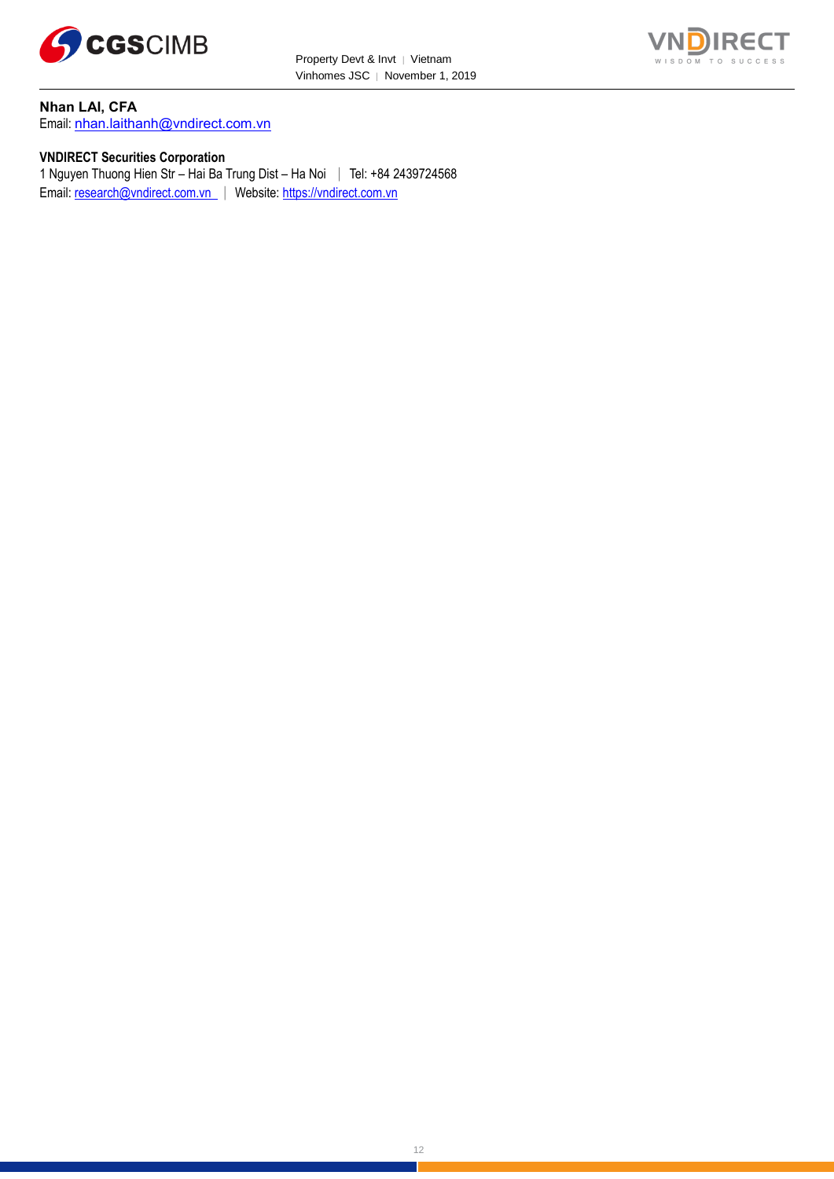**Nhan LAI, CFA**
Email: nhan.laithanh@vndirect.com.vn

**VNDIRECT Securities Corporation**
1 Nguyen Thuong Hien Str – Hai Ba Trung Dist – Ha Noi | Tel: +84 2439724568
Email: research@vndirect.com.vn | Website: https://vndirect.com.vn